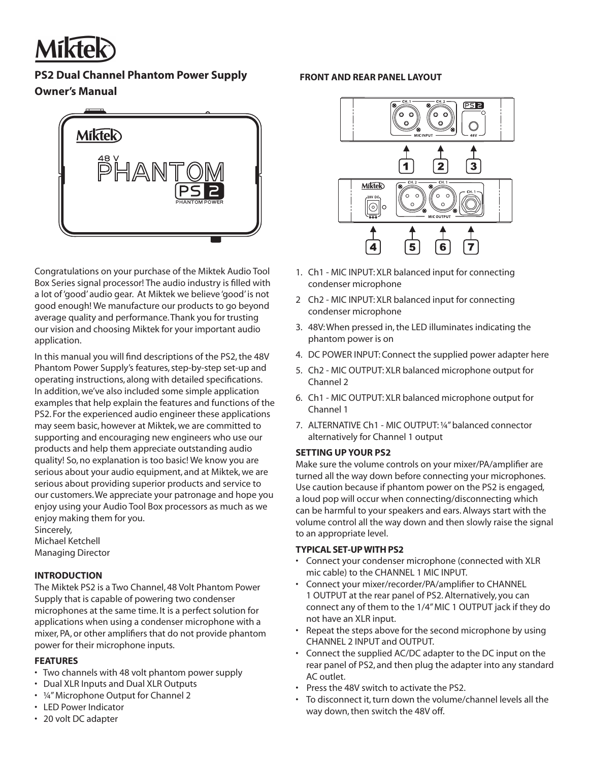# Miktek

## PS2 Dual Channel Phantom Power Supply

## Owner's Manual

Congratulations on your purchase of the Miktek Audio Tool Box Series signal processor! The audio industry is filled with a lot of 'good' audio gear. At Miktek we believe 'good' is not good enough! We manufacture our products to go beyond average quality and performance. Thank you for trusting our vision and choosing Miktek for your important audio application.

In this manual you will find descriptions of the PS2, the 48V Phantom Power Supply's features, step-by-step set-up and operating instructions, along with detailed specifications. In addition, we've also included some simple application examples that help explain the features and functions of the PS2. For the experienced audio engineer these applications may seem basic, however at Miktek, we are committed to supporting and encouraging new engineers who use our products and help them appreciate outstanding audio quality! So, no explanation is too basic! We know you are serious about your audio equipment, and at Miktek, we are serious about providing superior products and service to our customers. We appreciate your patronage and hope you enjoy using your Audio Tool Box processors as much as we enjoy making them for you.

Sincerely,
Michael Ketchell
Managing Director

### INTRODUCTION

The Miktek PS2 is a Two Channel, 48 Volt Phantom Power Supply that is capable of powering two condenser microphones at the same time. It is a perfect solution for applications when using a condenser microphone with a mixer, PA, or other amplifiers that do not provide phantom power for their microphone inputs.

### FEATURES

- Two channels with 48 volt phantom power supply
- Dual XLR Inputs and Dual XLR Outputs
- ¼" Microphone Output for Channel 2
- LED Power Indicator
- 20 volt DC adapter

### FRONT AND REAR PANEL LAYOUT

1. Ch1 - MIC INPUT: XLR balanced input for connecting condenser microphone
2. Ch2 - MIC INPUT: XLR balanced input for connecting condenser microphone
3. 48V: When pressed in, the LED illuminates indicating the phantom power is on
4. DC POWER INPUT: Connect the supplied power adapter here
5. Ch2 - MIC OUTPUT: XLR balanced microphone output for Channel 2
6. Ch1 - MIC OUTPUT: XLR balanced microphone output for Channel 1
7. ALTERNATIVE Ch1 - MIC OUTPUT: ¼" balanced connector alternatively for Channel 1 output

### SETTING UP YOUR PS2

Make sure the volume controls on your mixer/PA/amplifier are turned all the way down before connecting your microphones. Use caution because if phantom power on the PS2 is engaged, a loud pop will occur when connecting/disconnecting which can be harmful to your speakers and ears. Always start with the volume control all the way down and then slowly raise the signal to an appropriate level.

### TYPICAL SET-UP WITH PS2

- Connect your condenser microphone (connected with XLR mic cable) to the CHANNEL 1 MIC INPUT.
- Connect your mixer/recorder/PA/amplifier to CHANNEL 1 OUTPUT at the rear panel of PS2. Alternatively, you can connect any of them to the 1/4" MIC 1 OUTPUT jack if they do not have an XLR input.
- Repeat the steps above for the second microphone by using CHANNEL 2 INPUT and OUTPUT.
- Connect the supplied AC/DC adapter to the DC input on the rear panel of PS2, and then plug the adapter into any standard AC outlet.
- Press the 48V switch to activate the PS2.
- To disconnect it, turn down the volume/channel levels all the way down, then switch the 48V off.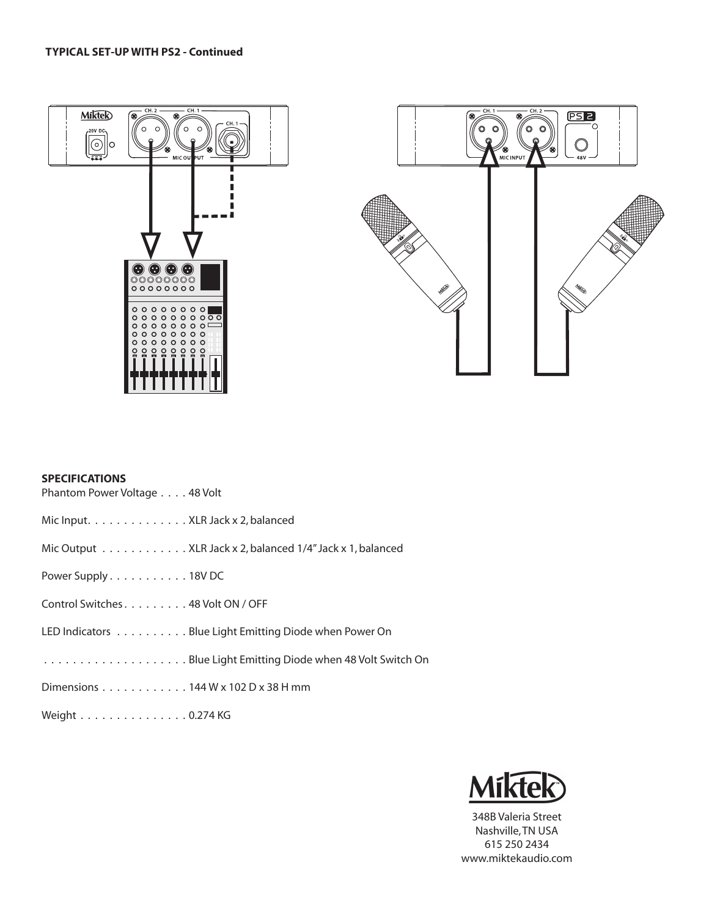**TYPICAL SET-UP WITH PS2 - Continued**

**SPECIFICATIONS**

Phantom Power Voltage . . . . 48 Volt

Mic Input. . . . . . . . . . . . . . XLR Jack x 2, balanced

Mic Output . . . . . . . . . . . . XLR Jack x 2, balanced 1/4" Jack x 1, balanced

Power Supply . . . . . . . . . . . 18V DC

Control Switches . . . . . . . . . 48 Volt ON / OFF

LED Indicators . . . . . . . . . . Blue Light Emitting Diode when Power On

. . . . . . . . . . . . . . . . . . . . Blue Light Emitting Diode when 48 Volt Switch On

Dimensions . . . . . . . . . . . . 144 W x 102 D x 38 H mm

Weight . . . . . . . . . . . . . . . 0.274 KG

Miktek

348B Valeria Street
Nashville, TN USA
615 250 2434
www.miktekaudio.com